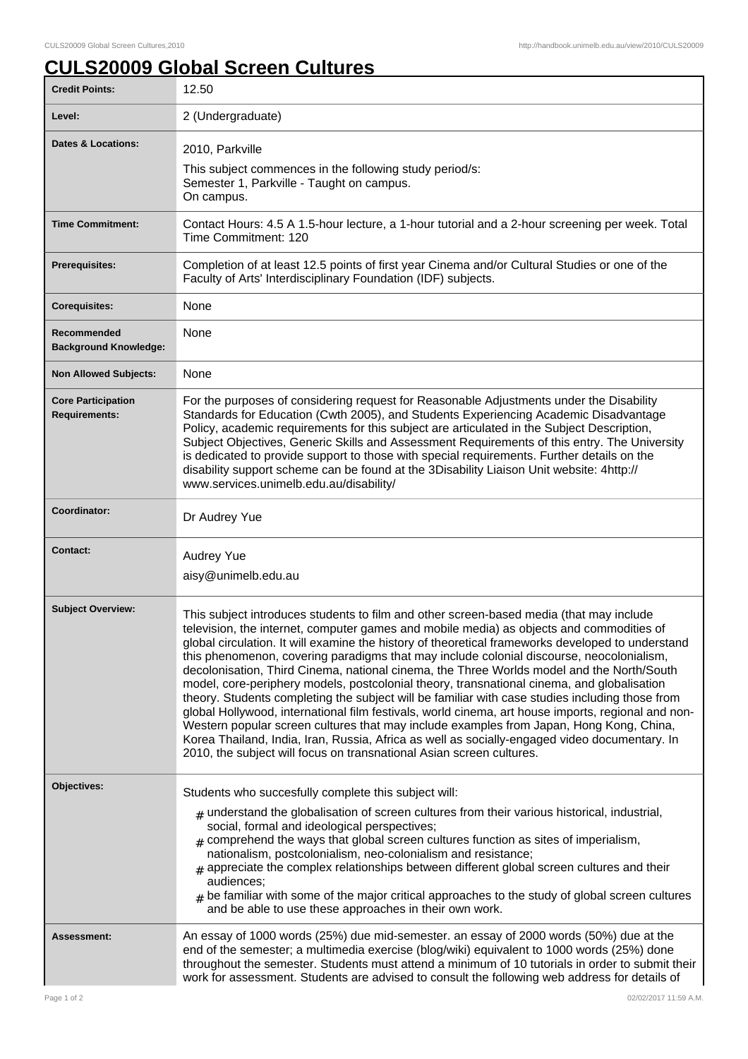# CULS20009 Global Screen Cultures

| | |
|---|---|
| **Credit Points:** | 12.50 |
| **Level:** | 2 (Undergraduate) |
| **Dates & Locations:** | 2010, Parkville<br>This subject commences in the following study period/s:<br>Semester 1, Parkville - Taught on campus.<br>On campus. |
| **Time Commitment:** | Contact Hours: 4.5 A 1.5-hour lecture, a 1-hour tutorial and a 2-hour screening per week. Total Time Commitment: 120 |
| **Prerequisites:** | Completion of at least 12.5 points of first year Cinema and/or Cultural Studies or one of the Faculty of Arts' Interdisciplinary Foundation (IDF) subjects. |
| **Corequisites:** | None |
| **Recommended Background Knowledge:** | None |
| **Non Allowed Subjects:** | None |
| **Core Participation Requirements:** | For the purposes of considering request for Reasonable Adjustments under the Disability Standards for Education (Cwth 2005), and Students Experiencing Academic Disadvantage Policy, academic requirements for this subject are articulated in the Subject Description, Subject Objectives, Generic Skills and Assessment Requirements of this entry. The University is dedicated to provide support to those with special requirements. Further details on the disability support scheme can be found at the 3Disability Liaison Unit website: 4http://www.services.unimelb.edu.au/disability/ |
| **Coordinator:** | Dr Audrey Yue |
| **Contact:** | Audrey Yue<br>aisy@unimelb.edu.au |
| **Subject Overview:** | This subject introduces students to film and other screen-based media (that may include television, the internet, computer games and mobile media) as objects and commodities of global circulation. It will examine the history of theoretical frameworks developed to understand this phenomenon, covering paradigms that may include colonial discourse, neocolonialism, decolonisation, Third Cinema, national cinema, the Three Worlds model and the North/South model, core-periphery models, postcolonial theory, transnational cinema, and globalisation theory. Students completing the subject will be familiar with case studies including those from global Hollywood, international film festivals, world cinema, art house imports, regional and non-Western popular screen cultures that may include examples from Japan, Hong Kong, China, Korea Thailand, India, Iran, Russia, Africa as well as socially-engaged video documentary. In 2010, the subject will focus on transnational Asian screen cultures. |
| **Objectives:** | Students who succesfully complete this subject will:<br># understand the globalisation of screen cultures from their various historical, industrial, social, formal and ideological perspectives;<br># comprehend the ways that global screen cultures function as sites of imperialism, nationalism, postcolonialism, neo-colonialism and resistance;<br># appreciate the complex relationships between different global screen cultures and their audiences;<br># be familiar with some of the major critical approaches to the study of global screen cultures and be able to use these approaches in their own work. |
| **Assessment:** | An essay of 1000 words (25%) due mid-semester. an essay of 2000 words (50%) due at the end of the semester; a multimedia exercise (blog/wiki) equivalent to 1000 words (25%) done throughout the semester. Students must attend a minimum of 10 tutorials in order to submit their work for assessment. Students are advised to consult the following web address for details of |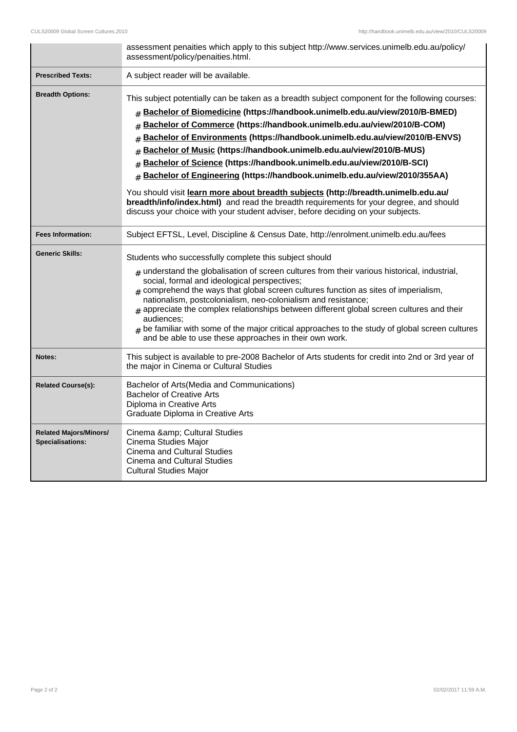| | |
|---|---|
| | assessment penaities which apply to this subject http://www.services.unimelb.edu.au/policy/assessment/policy/penaities.html. |
| **Prescribed Texts:** | A subject reader will be available. |
| **Breadth Options:** | This subject potentially can be taken as a breadth subject component for the following courses:<br># **Bachelor of Biomedicine (https://handbook.unimelb.edu.au/view/2010/B-BMED)**<br># **Bachelor of Commerce (https://handbook.unimelb.edu.au/view/2010/B-COM)**<br># **Bachelor of Environments (https://handbook.unimelb.edu.au/view/2010/B-ENVS)**<br># **Bachelor of Music (https://handbook.unimelb.edu.au/view/2010/B-MUS)**<br># **Bachelor of Science (https://handbook.unimelb.edu.au/view/2010/B-SCI)**<br># **Bachelor of Engineering (https://handbook.unimelb.edu.au/view/2010/355AA)**<br>You should visit **learn more about breadth subjects (http://breadth.unimelb.edu.au/breadth/info/index.html)** and read the breadth requirements for your degree, and should discuss your choice with your student adviser, before deciding on your subjects. |
| **Fees Information:** | Subject EFTSL, Level, Discipline & Census Date, http://enrolment.unimelb.edu.au/fees |
| **Generic Skills:** | Students who successfully complete this subject should<br># understand the globalisation of screen cultures from their various historical, industrial, social, formal and ideological perspectives;<br># comprehend the ways that global screen cultures function as sites of imperialism, nationalism, postcolonialism, neo-colonialism and resistance;<br># appreciate the complex relationships between different global screen cultures and their audiences;<br># be familiar with some of the major critical approaches to the study of global screen cultures and be able to use these approaches in their own work. |
| **Notes:** | This subject is available to pre-2008 Bachelor of Arts students for credit into 2nd or 3rd year of the major in Cinema or Cultural Studies |
| **Related Course(s):** | Bachelor of Arts(Media and Communications)<br>Bachelor of Creative Arts<br>Diploma in Creative Arts<br>Graduate Diploma in Creative Arts |
| **Related Majors/Minors/ Specialisations:** | Cinema &amp; Cultural Studies<br>Cinema Studies Major<br>Cinema and Cultural Studies<br>Cinema and Cultural Studies<br>Cultural Studies Major |